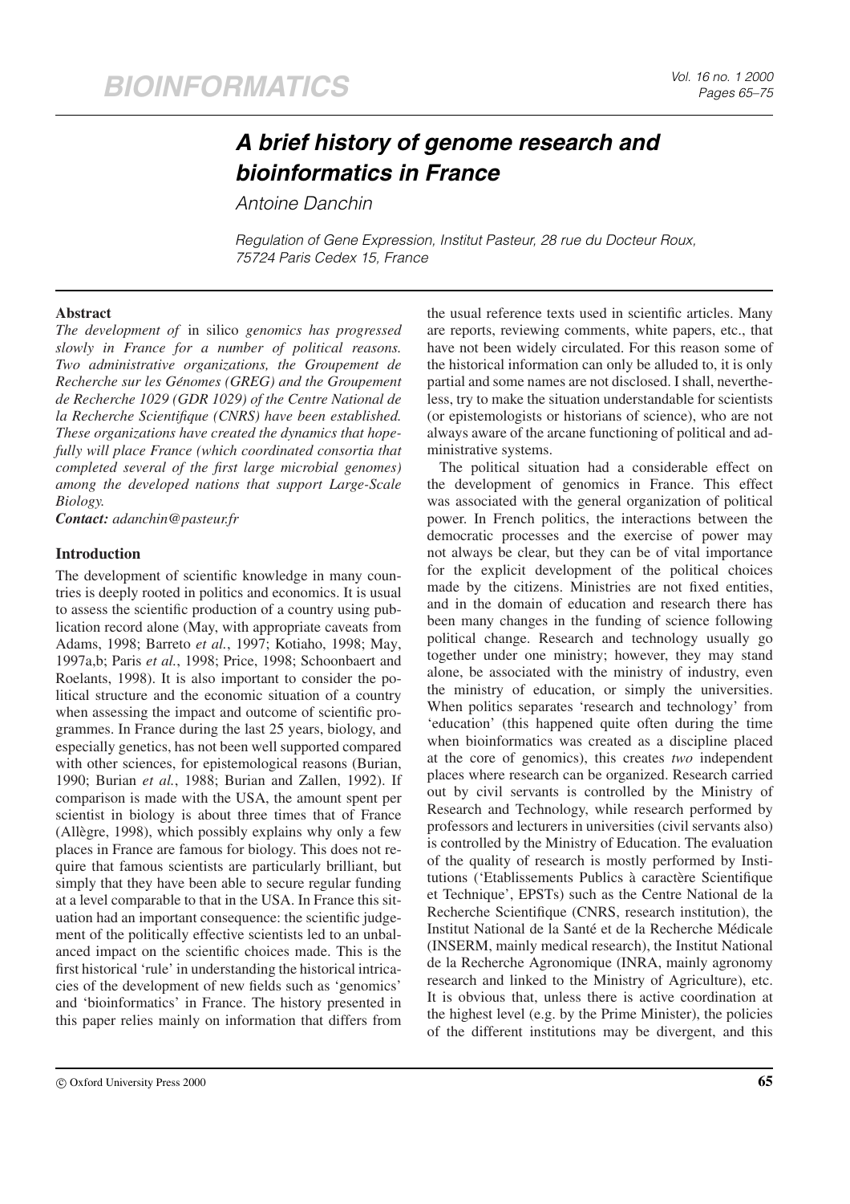# *A brief history of genome research and bioinformatics in France*

*Antoine Danchin*

*Regulation of Gene Expression, Institut Pasteur, 28 rue du Docteur Roux, 75724 Paris Cedex 15, France*

## Abstract

*The development of* in silico *genomics has progressed slowly in France for a number of political reasons. Two administrative organizations, the Groupement de Recherche sur les Génomes (GREG) and the Groupement de Recherche 1029 (GDR 1029) of the Centre National de la Recherche Scientifique (CNRS) have been established. These organizations have created the dynamics that hopefully will place France (which coordinated consortia that completed several of the first large microbial genomes) among the developed nations that support Large-Scale Biology.*

***Contact:*** *adanchin@pasteur.fr*

## Introduction

The development of scientific knowledge in many countries is deeply rooted in politics and economics. It is usual to assess the scientific production of a country using publication record alone (May, with appropriate caveats from Adams, 1998; Barreto *et al.*, 1997; Kotiaho, 1998; May, 1997a,b; Paris *et al.*, 1998; Price, 1998; Schoonbaert and Roelants, 1998). It is also important to consider the political structure and the economic situation of a country when assessing the impact and outcome of scientific programmes. In France during the last 25 years, biology, and especially genetics, has not been well supported compared with other sciences, for epistemological reasons (Burian, 1990; Burian *et al.*, 1988; Burian and Zallen, 1992). If comparison is made with the USA, the amount spent per scientist in biology is about three times that of France (Allègre, 1998), which possibly explains why only a few places in France are famous for biology. This does not require that famous scientists are particularly brilliant, but simply that they have been able to secure regular funding at a level comparable to that in the USA. In France this situation had an important consequence: the scientific judgement of the politically effective scientists led to an unbalanced impact on the scientific choices made. This is the first historical 'rule' in understanding the historical intricacies of the development of new fields such as 'genomics' and 'bioinformatics' in France. The history presented in this paper relies mainly on information that differs from the usual reference texts used in scientific articles. Many are reports, reviewing comments, white papers, etc., that have not been widely circulated. For this reason some of the historical information can only be alluded to, it is only partial and some names are not disclosed. I shall, nevertheless, try to make the situation understandable for scientists (or epistemologists or historians of science), who are not always aware of the arcane functioning of political and administrative systems.

The political situation had a considerable effect on the development of genomics in France. This effect was associated with the general organization of political power. In French politics, the interactions between the democratic processes and the exercise of power may not always be clear, but they can be of vital importance for the explicit development of the political choices made by the citizens. Ministries are not fixed entities, and in the domain of education and research there has been many changes in the funding of science following political change. Research and technology usually go together under one ministry; however, they may stand alone, be associated with the ministry of industry, even the ministry of education, or simply the universities. When politics separates 'research and technology' from 'education' (this happened quite often during the time when bioinformatics was created as a discipline placed at the core of genomics), this creates *two* independent places where research can be organized. Research carried out by civil servants is controlled by the Ministry of Research and Technology, while research performed by professors and lecturers in universities (civil servants also) is controlled by the Ministry of Education. The evaluation of the quality of research is mostly performed by Institutions ('Etablissements Publics à caractère Scientifique et Technique', EPSTs) such as the Centre National de la Recherche Scientifique (CNRS, research institution), the Institut National de la Santé et de la Recherche Médicale (INSERM, mainly medical research), the Institut National de la Recherche Agronomique (INRA, mainly agronomy research and linked to the Ministry of Agriculture), etc. It is obvious that, unless there is active coordination at the highest level (e.g. by the Prime Minister), the policies of the different institutions may be divergent, and this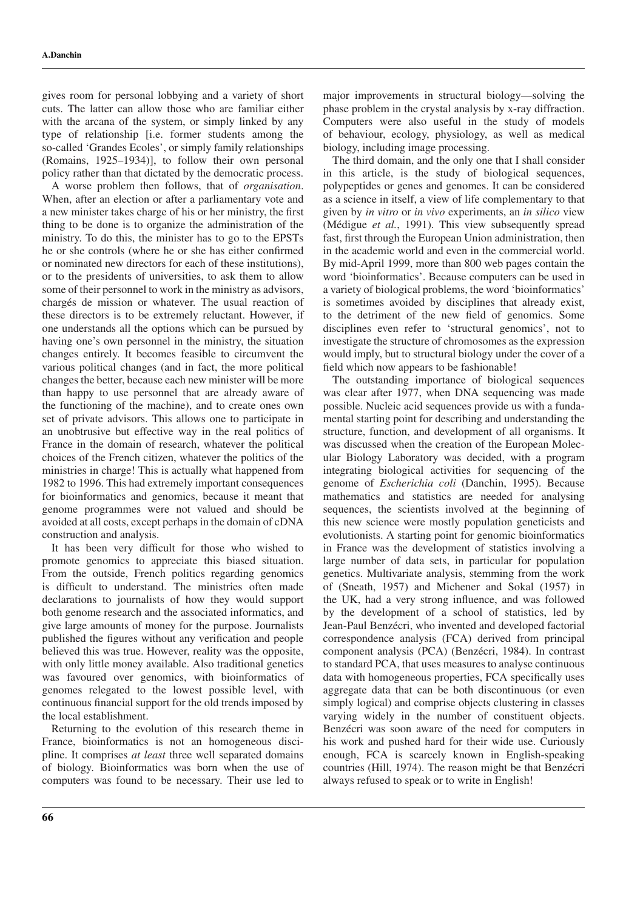gives room for personal lobbying and a variety of short cuts. The latter can allow those who are familiar either with the arcana of the system, or simply linked by any type of relationship [i.e. former students among the so-called 'Grandes Ecoles', or simply family relationships (Romains, 1925–1934)], to follow their own personal policy rather than that dictated by the democratic process.

A worse problem then follows, that of *organisation*. When, after an election or after a parliamentary vote and a new minister takes charge of his or her ministry, the first thing to be done is to organize the administration of the ministry. To do this, the minister has to go to the EPSTs he or she controls (where he or she has either confirmed or nominated new directors for each of these institutions), or to the presidents of universities, to ask them to allow some of their personnel to work in the ministry as advisors, chargés de mission or whatever. The usual reaction of these directors is to be extremely reluctant. However, if one understands all the options which can be pursued by having one's own personnel in the ministry, the situation changes entirely. It becomes feasible to circumvent the various political changes (and in fact, the more political changes the better, because each new minister will be more than happy to use personnel that are already aware of the functioning of the machine), and to create ones own set of private advisors. This allows one to participate in an unobtrusive but effective way in the real politics of France in the domain of research, whatever the political choices of the French citizen, whatever the politics of the ministries in charge! This is actually what happened from 1982 to 1996. This had extremely important consequences for bioinformatics and genomics, because it meant that genome programmes were not valued and should be avoided at all costs, except perhaps in the domain of cDNA construction and analysis.

It has been very difficult for those who wished to promote genomics to appreciate this biased situation. From the outside, French politics regarding genomics is difficult to understand. The ministries often made declarations to journalists of how they would support both genome research and the associated informatics, and give large amounts of money for the purpose. Journalists published the figures without any verification and people believed this was true. However, reality was the opposite, with only little money available. Also traditional genetics was favoured over genomics, with bioinformatics of genomes relegated to the lowest possible level, with continuous financial support for the old trends imposed by the local establishment.

Returning to the evolution of this research theme in France, bioinformatics is not an homogeneous discipline. It comprises *at least* three well separated domains of biology. Bioinformatics was born when the use of computers was found to be necessary. Their use led to major improvements in structural biology—solving the phase problem in the crystal analysis by x-ray diffraction. Computers were also useful in the study of models of behaviour, ecology, physiology, as well as medical biology, including image processing.

The third domain, and the only one that I shall consider in this article, is the study of biological sequences, polypeptides or genes and genomes. It can be considered as a science in itself, a view of life complementary to that given by *in vitro* or *in vivo* experiments, an *in silico* view (Médigue *et al.*, 1991). This view subsequently spread fast, first through the European Union administration, then in the academic world and even in the commercial world. By mid-April 1999, more than 800 web pages contain the word 'bioinformatics'. Because computers can be used in a variety of biological problems, the word 'bioinformatics' is sometimes avoided by disciplines that already exist, to the detriment of the new field of genomics. Some disciplines even refer to 'structural genomics', not to investigate the structure of chromosomes as the expression would imply, but to structural biology under the cover of a field which now appears to be fashionable!

The outstanding importance of biological sequences was clear after 1977, when DNA sequencing was made possible. Nucleic acid sequences provide us with a fundamental starting point for describing and understanding the structure, function, and development of all organisms. It was discussed when the creation of the European Molecular Biology Laboratory was decided, with a program integrating biological activities for sequencing of the genome of *Escherichia coli* (Danchin, 1995). Because mathematics and statistics are needed for analysing sequences, the scientists involved at the beginning of this new science were mostly population geneticists and evolutionists. A starting point for genomic bioinformatics in France was the development of statistics involving a large number of data sets, in particular for population genetics. Multivariate analysis, stemming from the work of (Sneath, 1957) and Michener and Sokal (1957) in the UK, had a very strong influence, and was followed by the development of a school of statistics, led by Jean-Paul Benzécri, who invented and developed factorial correspondence analysis (FCA) derived from principal component analysis (PCA) (Benzécri, 1984). In contrast to standard PCA, that uses measures to analyse continuous data with homogeneous properties, FCA specifically uses aggregate data that can be both discontinuous (or even simply logical) and comprise objects clustering in classes varying widely in the number of constituent objects. Benzécri was soon aware of the need for computers in his work and pushed hard for their wide use. Curiously enough, FCA is scarcely known in English-speaking countries (Hill, 1974). The reason might be that Benzécri always refused to speak or to write in English!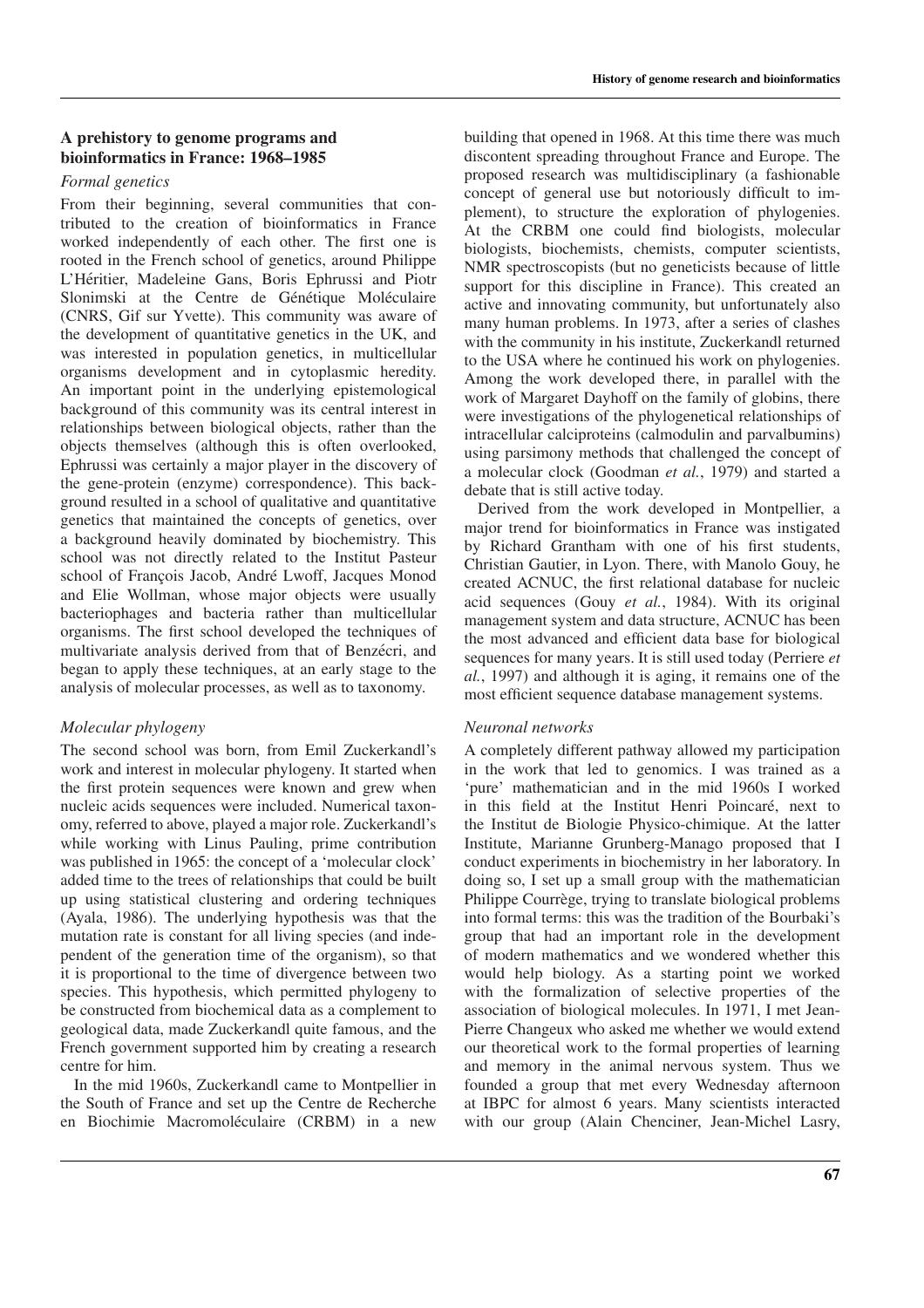## A prehistory to genome programs and bioinformatics in France: 1968–1985

### *Formal genetics*

From their beginning, several communities that contributed to the creation of bioinformatics in France worked independently of each other. The first one is rooted in the French school of genetics, around Philippe L'Héritier, Madeleine Gans, Boris Ephrussi and Piotr Slonimski at the Centre de Génétique Moléculaire (CNRS, Gif sur Yvette). This community was aware of the development of quantitative genetics in the UK, and was interested in population genetics, in multicellular organisms development and in cytoplasmic heredity. An important point in the underlying epistemological background of this community was its central interest in relationships between biological objects, rather than the objects themselves (although this is often overlooked, Ephrussi was certainly a major player in the discovery of the gene-protein (enzyme) correspondence). This background resulted in a school of qualitative and quantitative genetics that maintained the concepts of genetics, over a background heavily dominated by biochemistry. This school was not directly related to the Institut Pasteur school of François Jacob, André Lwoff, Jacques Monod and Elie Wollman, whose major objects were usually bacteriophages and bacteria rather than multicellular organisms. The first school developed the techniques of multivariate analysis derived from that of Benzécri, and began to apply these techniques, at an early stage to the analysis of molecular processes, as well as to taxonomy.

### *Molecular phylogeny*

The second school was born, from Emil Zuckerkandl's work and interest in molecular phylogeny. It started when the first protein sequences were known and grew when nucleic acids sequences were included. Numerical taxonomy, referred to above, played a major role. Zuckerkandl's while working with Linus Pauling, prime contribution was published in 1965: the concept of a 'molecular clock' added time to the trees of relationships that could be built up using statistical clustering and ordering techniques (Ayala, 1986). The underlying hypothesis was that the mutation rate is constant for all living species (and independent of the generation time of the organism), so that it is proportional to the time of divergence between two species. This hypothesis, which permitted phylogeny to be constructed from biochemical data as a complement to geological data, made Zuckerkandl quite famous, and the French government supported him by creating a research centre for him.

In the mid 1960s, Zuckerkandl came to Montpellier in the South of France and set up the Centre de Recherche en Biochimie Macromoléculaire (CRBM) in a new building that opened in 1968. At this time there was much discontent spreading throughout France and Europe. The proposed research was multidisciplinary (a fashionable concept of general use but notoriously difficult to implement), to structure the exploration of phylogenies. At the CRBM one could find biologists, molecular biologists, biochemists, chemists, computer scientists, NMR spectroscopists (but no geneticists because of little support for this discipline in France). This created an active and innovating community, but unfortunately also many human problems. In 1973, after a series of clashes with the community in his institute, Zuckerkandl returned to the USA where he continued his work on phylogenies. Among the work developed there, in parallel with the work of Margaret Dayhoff on the family of globins, there were investigations of the phylogenetical relationships of intracellular calciproteins (calmodulin and parvalbumins) using parsimony methods that challenged the concept of a molecular clock (Goodman *et al.*, 1979) and started a debate that is still active today.

Derived from the work developed in Montpellier, a major trend for bioinformatics in France was instigated by Richard Grantham with one of his first students, Christian Gautier, in Lyon. There, with Manolo Gouy, he created ACNUC, the first relational database for nucleic acid sequences (Gouy *et al.*, 1984). With its original management system and data structure, ACNUC has been the most advanced and efficient data base for biological sequences for many years. It is still used today (Perriere *et al.*, 1997) and although it is aging, it remains one of the most efficient sequence database management systems.

### *Neuronal networks*

A completely different pathway allowed my participation in the work that led to genomics. I was trained as a 'pure' mathematician and in the mid 1960s I worked in this field at the Institut Henri Poincaré, next to the Institut de Biologie Physico-chimique. At the latter Institute, Marianne Grunberg-Manago proposed that I conduct experiments in biochemistry in her laboratory. In doing so, I set up a small group with the mathematician Philippe Courrège, trying to translate biological problems into formal terms: this was the tradition of the Bourbaki's group that had an important role in the development of modern mathematics and we wondered whether this would help biology. As a starting point we worked with the formalization of selective properties of the association of biological molecules. In 1971, I met Jean-Pierre Changeux who asked me whether we would extend our theoretical work to the formal properties of learning and memory in the animal nervous system. Thus we founded a group that met every Wednesday afternoon at IBPC for almost 6 years. Many scientists interacted with our group (Alain Chenciner, Jean-Michel Lasry,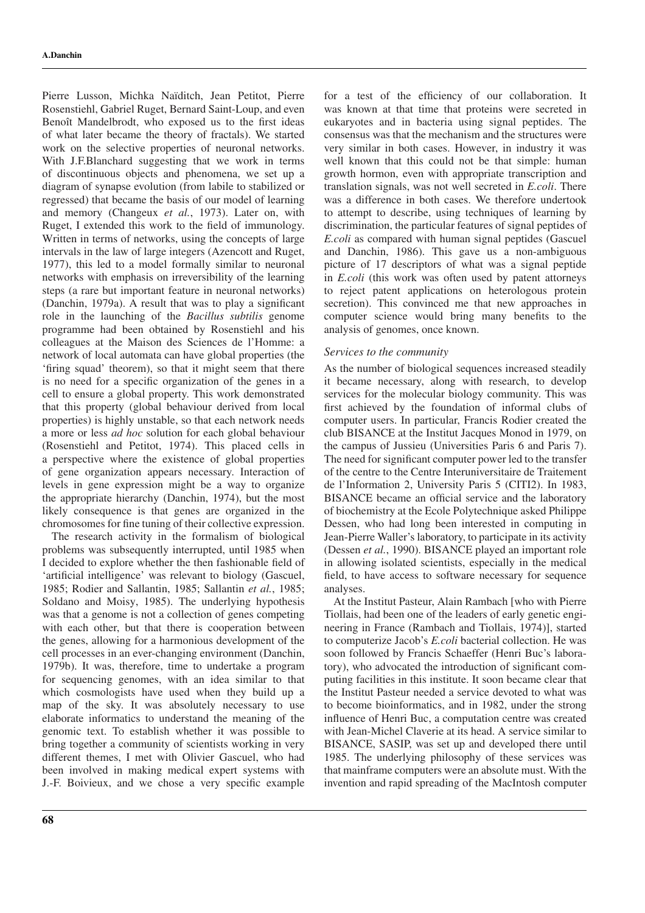Pierre Lusson, Michka Naïditch, Jean Petitot, Pierre Rosenstiehl, Gabriel Ruget, Bernard Saint-Loup, and even Benoît Mandelbrodt, who exposed us to the first ideas of what later became the theory of fractals). We started work on the selective properties of neuronal networks. With J.F.Blanchard suggesting that we work in terms of discontinuous objects and phenomena, we set up a diagram of synapse evolution (from labile to stabilized or regressed) that became the basis of our model of learning and memory (Changeux *et al.*, 1973). Later on, with Ruget, I extended this work to the field of immunology. Written in terms of networks, using the concepts of large intervals in the law of large integers (Azencott and Ruget, 1977), this led to a model formally similar to neuronal networks with emphasis on irreversibility of the learning steps (a rare but important feature in neuronal networks) (Danchin, 1979a). A result that was to play a significant role in the launching of the *Bacillus subtilis* genome programme had been obtained by Rosenstiehl and his colleagues at the Maison des Sciences de l'Homme: a network of local automata can have global properties (the 'firing squad' theorem), so that it might seem that there is no need for a specific organization of the genes in a cell to ensure a global property. This work demonstrated that this property (global behaviour derived from local properties) is highly unstable, so that each network needs a more or less *ad hoc* solution for each global behaviour (Rosenstiehl and Petitot, 1974). This placed cells in a perspective where the existence of global properties of gene organization appears necessary. Interaction of levels in gene expression might be a way to organize the appropriate hierarchy (Danchin, 1974), but the most likely consequence is that genes are organized in the chromosomes for fine tuning of their collective expression.

The research activity in the formalism of biological problems was subsequently interrupted, until 1985 when I decided to explore whether the then fashionable field of 'artificial intelligence' was relevant to biology (Gascuel, 1985; Rodier and Sallantin, 1985; Sallantin *et al.*, 1985; Soldano and Moisy, 1985). The underlying hypothesis was that a genome is not a collection of genes competing with each other, but that there is cooperation between the genes, allowing for a harmonious development of the cell processes in an ever-changing environment (Danchin, 1979b). It was, therefore, time to undertake a program for sequencing genomes, with an idea similar to that which cosmologists have used when they build up a map of the sky. It was absolutely necessary to use elaborate informatics to understand the meaning of the genomic text. To establish whether it was possible to bring together a community of scientists working in very different themes, I met with Olivier Gascuel, who had been involved in making medical expert systems with J.-F. Boivieux, and we chose a very specific example for a test of the efficiency of our collaboration. It was known at that time that proteins were secreted in eukaryotes and in bacteria using signal peptides. The consensus was that the mechanism and the structures were very similar in both cases. However, in industry it was well known that this could not be that simple: human growth hormon, even with appropriate transcription and translation signals, was not well secreted in *E.coli*. There was a difference in both cases. We therefore undertook to attempt to describe, using techniques of learning by discrimination, the particular features of signal peptides of *E.coli* as compared with human signal peptides (Gascuel and Danchin, 1986). This gave us a non-ambiguous picture of 17 descriptors of what was a signal peptide in *E.coli* (this work was often used by patent attorneys to reject patent applications on heterologous protein secretion). This convinced me that new approaches in computer science would bring many benefits to the analysis of genomes, once known.

### *Services to the community*

As the number of biological sequences increased steadily it became necessary, along with research, to develop services for the molecular biology community. This was first achieved by the foundation of informal clubs of computer users. In particular, Francis Rodier created the club BISANCE at the Institut Jacques Monod in 1979, on the campus of Jussieu (Universities Paris 6 and Paris 7). The need for significant computer power led to the transfer of the centre to the Centre Interuniversitaire de Traitement de l'Information 2, University Paris 5 (CITI2). In 1983, BISANCE became an official service and the laboratory of biochemistry at the Ecole Polytechnique asked Philippe Dessen, who had long been interested in computing in Jean-Pierre Waller's laboratory, to participate in its activity (Dessen *et al.*, 1990). BISANCE played an important role in allowing isolated scientists, especially in the medical field, to have access to software necessary for sequence analyses.

At the Institut Pasteur, Alain Rambach [who with Pierre Tiollais, had been one of the leaders of early genetic engineering in France (Rambach and Tiollais, 1974)], started to computerize Jacob's *E.coli* bacterial collection. He was soon followed by Francis Schaeffer (Henri Buc's laboratory), who advocated the introduction of significant computing facilities in this institute. It soon became clear that the Institut Pasteur needed a service devoted to what was to become bioinformatics, and in 1982, under the strong influence of Henri Buc, a computation centre was created with Jean-Michel Claverie at its head. A service similar to BISANCE, SASIP, was set up and developed there until 1985. The underlying philosophy of these services was that mainframe computers were an absolute must. With the invention and rapid spreading of the MacIntosh computer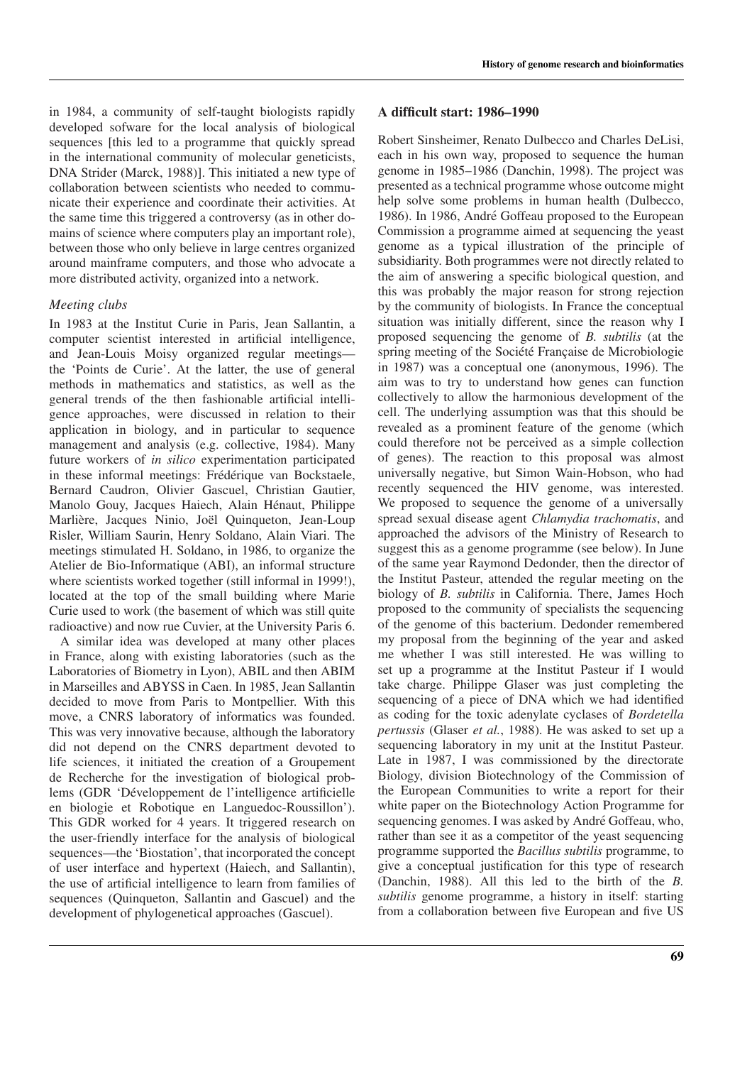in 1984, a community of self-taught biologists rapidly developed sofware for the local analysis of biological sequences [this led to a programme that quickly spread in the international community of molecular geneticists, DNA Strider (Marck, 1988)]. This initiated a new type of collaboration between scientists who needed to communicate their experience and coordinate their activities. At the same time this triggered a controversy (as in other domains of science where computers play an important role), between those who only believe in large centres organized around mainframe computers, and those who advocate a more distributed activity, organized into a network.

### *Meeting clubs*

In 1983 at the Institut Curie in Paris, Jean Sallantin, a computer scientist interested in artificial intelligence, and Jean-Louis Moisy organized regular meetings—the 'Points de Curie'. At the latter, the use of general methods in mathematics and statistics, as well as the general trends of the then fashionable artificial intelligence approaches, were discussed in relation to their application in biology, and in particular to sequence management and analysis (e.g. collective, 1984). Many future workers of *in silico* experimentation participated in these informal meetings: Frédérique van Bockstaele, Bernard Caudron, Olivier Gascuel, Christian Gautier, Manolo Gouy, Jacques Haiech, Alain Hénaut, Philippe Marlière, Jacques Ninio, Joël Quinqueton, Jean-Loup Risler, William Saurin, Henry Soldano, Alain Viari. The meetings stimulated H. Soldano, in 1986, to organize the Atelier de Bio-Informatique (ABI), an informal structure where scientists worked together (still informal in 1999!), located at the top of the small building where Marie Curie used to work (the basement of which was still quite radioactive) and now rue Cuvier, at the University Paris 6.

A similar idea was developed at many other places in France, along with existing laboratories (such as the Laboratories of Biometry in Lyon), ABIL and then ABIM in Marseilles and ABYSS in Caen. In 1985, Jean Sallantin decided to move from Paris to Montpellier. With this move, a CNRS laboratory of informatics was founded. This was very innovative because, although the laboratory did not depend on the CNRS department devoted to life sciences, it initiated the creation of a Groupement de Recherche for the investigation of biological problems (GDR 'Développement de l'intelligence artificielle en biologie et Robotique en Languedoc-Roussillon'). This GDR worked for 4 years. It triggered research on the user-friendly interface for the analysis of biological sequences—the 'Biostation', that incorporated the concept of user interface and hypertext (Haiech, and Sallantin), the use of artificial intelligence to learn from families of sequences (Quinqueton, Sallantin and Gascuel) and the development of phylogenetical approaches (Gascuel).

### A difficult start: 1986–1990

Robert Sinsheimer, Renato Dulbecco and Charles DeLisi, each in his own way, proposed to sequence the human genome in 1985–1986 (Danchin, 1998). The project was presented as a technical programme whose outcome might help solve some problems in human health (Dulbecco, 1986). In 1986, André Goffeau proposed to the European Commission a programme aimed at sequencing the yeast genome as a typical illustration of the principle of subsidiarity. Both programmes were not directly related to the aim of answering a specific biological question, and this was probably the major reason for strong rejection by the community of biologists. In France the conceptual situation was initially different, since the reason why I proposed sequencing the genome of *B. subtilis* (at the spring meeting of the Société Française de Microbiologie in 1987) was a conceptual one (anonymous, 1996). The aim was to try to understand how genes can function collectively to allow the harmonious development of the cell. The underlying assumption was that this should be revealed as a prominent feature of the genome (which could therefore not be perceived as a simple collection of genes). The reaction to this proposal was almost universally negative, but Simon Wain-Hobson, who had recently sequenced the HIV genome, was interested. We proposed to sequence the genome of a universally spread sexual disease agent *Chlamydia trachomatis*, and approached the advisors of the Ministry of Research to suggest this as a genome programme (see below). In June of the same year Raymond Dedonder, then the director of the Institut Pasteur, attended the regular meeting on the biology of *B. subtilis* in California. There, James Hoch proposed to the community of specialists the sequencing of the genome of this bacterium. Dedonder remembered my proposal from the beginning of the year and asked me whether I was still interested. He was willing to set up a programme at the Institut Pasteur if I would take charge. Philippe Glaser was just completing the sequencing of a piece of DNA which we had identified as coding for the toxic adenylate cyclases of *Bordetella pertussis* (Glaser *et al.*, 1988). He was asked to set up a sequencing laboratory in my unit at the Institut Pasteur. Late in 1987, I was commissioned by the directorate Biology, division Biotechnology of the Commission of the European Communities to write a report for their white paper on the Biotechnology Action Programme for sequencing genomes. I was asked by André Goffeau, who, rather than see it as a competitor of the yeast sequencing programme supported the *Bacillus subtilis* programme, to give a conceptual justification for this type of research (Danchin, 1988). All this led to the birth of the *B. subtilis* genome programme, a history in itself: starting from a collaboration between five European and five US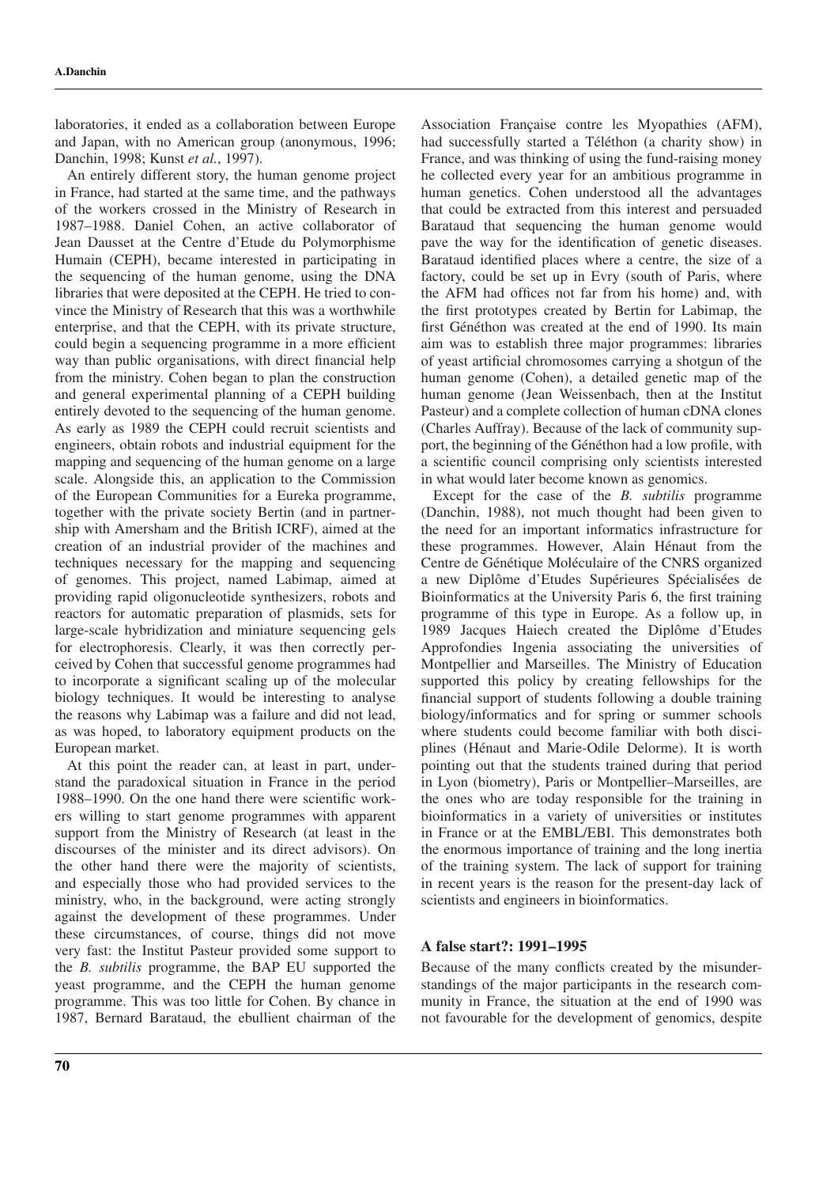laboratories, it ended as a collaboration between Europe and Japan, with no American group (anonymous, 1996; Danchin, 1998; Kunst *et al.*, 1997).

An entirely different story, the human genome project in France, had started at the same time, and the pathways of the workers crossed in the Ministry of Research in 1987–1988. Daniel Cohen, an active collaborator of Jean Dausset at the Centre d'Etude du Polymorphisme Humain (CEPH), became interested in participating in the sequencing of the human genome, using the DNA libraries that were deposited at the CEPH. He tried to convince the Ministry of Research that this was a worthwhile enterprise, and that the CEPH, with its private structure, could begin a sequencing programme in a more efficient way than public organisations, with direct financial help from the ministry. Cohen began to plan the construction and general experimental planning of a CEPH building entirely devoted to the sequencing of the human genome. As early as 1989 the CEPH could recruit scientists and engineers, obtain robots and industrial equipment for the mapping and sequencing of the human genome on a large scale. Alongside this, an application to the Commission of the European Communities for a Eureka programme, together with the private society Bertin (and in partnership with Amersham and the British ICRF), aimed at the creation of an industrial provider of the machines and techniques necessary for the mapping and sequencing of genomes. This project, named Labimap, aimed at providing rapid oligonucleotide synthesizers, robots and reactors for automatic preparation of plasmids, sets for large-scale hybridization and miniature sequencing gels for electrophoresis. Clearly, it was then correctly perceived by Cohen that successful genome programmes had to incorporate a significant scaling up of the molecular biology techniques. It would be interesting to analyse the reasons why Labimap was a failure and did not lead, as was hoped, to laboratory equipment products on the European market.

At this point the reader can, at least in part, understand the paradoxical situation in France in the period 1988–1990. On the one hand there were scientific workers willing to start genome programmes with apparent support from the Ministry of Research (at least in the discourses of the minister and its direct advisors). On the other hand there were the majority of scientists, and especially those who had provided services to the ministry, who, in the background, were acting strongly against the development of these programmes. Under these circumstances, of course, things did not move very fast: the Institut Pasteur provided some support to the *B. subtilis* programme, the BAP EU supported the yeast programme, and the CEPH the human genome programme. This was too little for Cohen. By chance in 1987, Bernard Barataud, the ebullient chairman of the Association Française contre les Myopathies (AFM), had successfully started a Téléthon (a charity show) in France, and was thinking of using the fund-raising money he collected every year for an ambitious programme in human genetics. Cohen understood all the advantages that could be extracted from this interest and persuaded Barataud that sequencing the human genome would pave the way for the identification of genetic diseases. Barataud identified places where a centre, the size of a factory, could be set up in Evry (south of Paris, where the AFM had offices not far from his home) and, with the first prototypes created by Bertin for Labimap, the first Généthon was created at the end of 1990. Its main aim was to establish three major programmes: libraries of yeast artificial chromosomes carrying a shotgun of the human genome (Cohen), a detailed genetic map of the human genome (Jean Weissenbach, then at the Institut Pasteur) and a complete collection of human cDNA clones (Charles Auffray). Because of the lack of community support, the beginning of the Généthon had a low profile, with a scientific council comprising only scientists interested in what would later become known as genomics.

Except for the case of the *B. subtilis* programme (Danchin, 1988), not much thought had been given to the need for an important informatics infrastructure for these programmes. However, Alain Hénaut from the Centre de Génétique Moléculaire of the CNRS organized a new Diplôme d'Etudes Supérieures Spécialisées de Bioinformatics at the University Paris 6, the first training programme of this type in Europe. As a follow up, in 1989 Jacques Haiech created the Diplôme d'Etudes Approfondies Ingenia associating the universities of Montpellier and Marseilles. The Ministry of Education supported this policy by creating fellowships for the financial support of students following a double training biology/informatics and for spring or summer schools where students could become familiar with both disciplines (Hénaut and Marie-Odile Delorme). It is worth pointing out that the students trained during that period in Lyon (biometry), Paris or Montpellier–Marseilles, are the ones who are today responsible for the training in bioinformatics in a variety of universities or institutes in France or at the EMBL/EBI. This demonstrates both the enormous importance of training and the long inertia of the training system. The lack of support for training in recent years is the reason for the present-day lack of scientists and engineers in bioinformatics.

## A false start?: 1991–1995

Because of the many conflicts created by the misunderstandings of the major participants in the research community in France, the situation at the end of 1990 was not favourable for the development of genomics, despite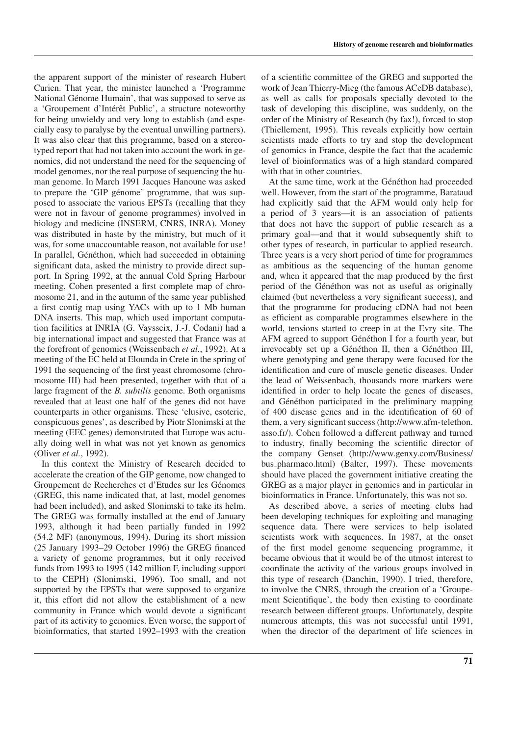the apparent support of the minister of research Hubert Curien. That year, the minister launched a 'Programme National Génome Humain', that was supposed to serve as a 'Groupement d'Intérêt Public', a structure noteworthy for being unwieldy and very long to establish (and especially easy to paralyse by the eventual unwilling partners). It was also clear that this programme, based on a stereotyped report that had not taken into account the work in genomics, did not understand the need for the sequencing of model genomes, nor the real purpose of sequencing the human genome. In March 1991 Jacques Hanoune was asked to prepare the 'GIP génome' programme, that was supposed to associate the various EPSTs (recalling that they were not in favour of genome programmes) involved in biology and medicine (INSERM, CNRS, INRA). Money was distributed in haste by the ministry, but much of it was, for some unaccountable reason, not available for use! In parallel, Généthon, which had succeeded in obtaining significant data, asked the ministry to provide direct support. In Spring 1992, at the annual Cold Spring Harbour meeting, Cohen presented a first complete map of chromosome 21, and in the autumn of the same year published a first contig map using YACs with up to 1 Mb human DNA inserts. This map, which used important computation facilities at INRIA (G. Vaysseix, J.-J. Codani) had a big international impact and suggested that France was at the forefront of genomics (Weissenbach *et al.*, 1992). At a meeting of the EC held at Elounda in Crete in the spring of 1991 the sequencing of the first yeast chromosome (chromosome III) had been presented, together with that of a large fragment of the *B. subtilis* genome. Both organisms revealed that at least one half of the genes did not have counterparts in other organisms. These 'elusive, esoteric, conspicuous genes', as described by Piotr Slonimski at the meeting (EEC genes) demonstrated that Europe was actually doing well in what was not yet known as genomics (Oliver *et al.*, 1992).

In this context the Ministry of Research decided to accelerate the creation of the GIP genome, now changed to Groupement de Recherches et d'Etudes sur les Génomes (GREG, this name indicated that, at last, model genomes had been included), and asked Slonimski to take its helm. The GREG was formally installed at the end of January 1993, although it had been partially funded in 1992 (54.2 MF) (anonymous, 1994). During its short mission (25 January 1993–29 October 1996) the GREG financed a variety of genome programmes, but it only received funds from 1993 to 1995 (142 million F, including support to the CEPH) (Slonimski, 1996). Too small, and not supported by the EPSTs that were supposed to organize it, this effort did not allow the establishment of a new community in France which would devote a significant part of its activity to genomics. Even worse, the support of bioinformatics, that started 1992–1993 with the creation of a scientific committee of the GREG and supported the work of Jean Thierry-Mieg (the famous ACeDB database), as well as calls for proposals specially devoted to the task of developing this discipline, was suddenly, on the order of the Ministry of Research (by fax!), forced to stop (Thiellement, 1995). This reveals explicitly how certain scientists made efforts to try and stop the development of genomics in France, despite the fact that the academic level of bioinformatics was of a high standard compared with that in other countries.

At the same time, work at the Généthon had proceeded well. However, from the start of the programme, Barataud had explicitly said that the AFM would only help for a period of 3 years—it is an association of patients that does not have the support of public research as a primary goal—and that it would subsequently shift to other types of research, in particular to applied research. Three years is a very short period of time for programmes as ambitious as the sequencing of the human genome and, when it appeared that the map produced by the first period of the Généthon was not as useful as originally claimed (but nevertheless a very significant success), and that the programme for producing cDNA had not been as efficient as comparable programmes elsewhere in the world, tensions started to creep in at the Evry site. The AFM agreed to support Généthon I for a fourth year, but irrevocably set up a Généthon II, then a Généthon III, where genotyping and gene therapy were focused for the identification and cure of muscle genetic diseases. Under the lead of Weissenbach, thousands more markers were identified in order to help locate the genes of diseases, and Généthon participated in the preliminary mapping of 400 disease genes and in the identification of 60 of them, a very significant success (http://www.afm-telethon.asso.fr/). Cohen followed a different pathway and turned to industry, finally becoming the scientific director of the company Genset (http://www.genxy.com/Business/bus_pharmaco.html) (Balter, 1997). These movements should have placed the government initiative creating the GREG as a major player in genomics and in particular in bioinformatics in France. Unfortunately, this was not so.

As described above, a series of meeting clubs had been developing techniques for exploiting and managing sequence data. There were services to help isolated scientists work with sequences. In 1987, at the onset of the first model genome sequencing programme, it became obvious that it would be of the utmost interest to coordinate the activity of the various groups involved in this type of research (Danchin, 1990). I tried, therefore, to involve the CNRS, through the creation of a 'Groupement Scientifique', the body then existing to coordinate research between different groups. Unfortunately, despite numerous attempts, this was not successful until 1991, when the director of the department of life sciences in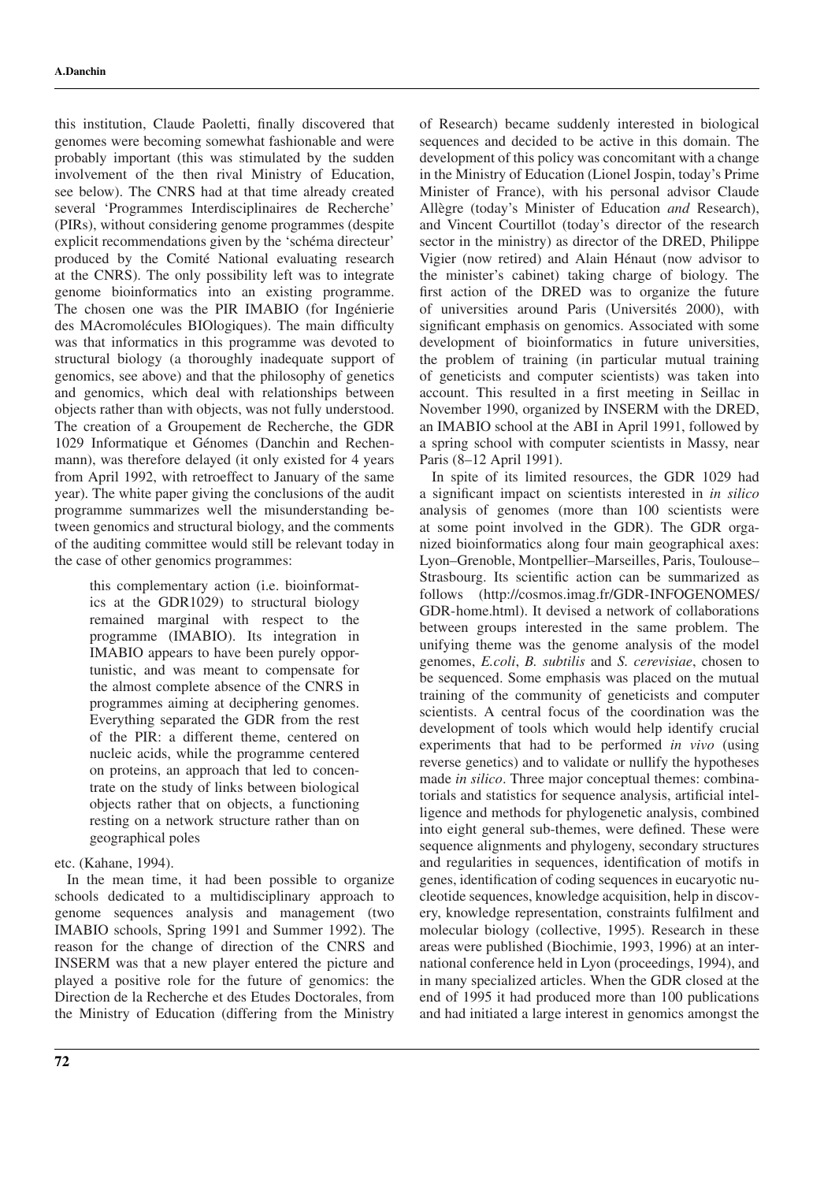this institution, Claude Paoletti, finally discovered that genomes were becoming somewhat fashionable and were probably important (this was stimulated by the sudden involvement of the then rival Ministry of Education, see below). The CNRS had at that time already created several 'Programmes Interdisciplinaires de Recherche' (PIRs), without considering genome programmes (despite explicit recommendations given by the 'schéma directeur' produced by the Comité National evaluating research at the CNRS). The only possibility left was to integrate genome bioinformatics into an existing programme. The chosen one was the PIR IMABIO (for Ingénierie des MAcromolécules BIOlogiques). The main difficulty was that informatics in this programme was devoted to structural biology (a thoroughly inadequate support of genomics, see above) and that the philosophy of genetics and genomics, which deal with relationships between objects rather than with objects, was not fully understood. The creation of a Groupement de Recherche, the GDR 1029 Informatique et Génomes (Danchin and Rechenmann), was therefore delayed (it only existed for 4 years from April 1992, with retroeffect to January of the same year). The white paper giving the conclusions of the audit programme summarizes well the misunderstanding between genomics and structural biology, and the comments of the auditing committee would still be relevant today in the case of other genomics programmes:

> this complementary action (i.e. bioinformatics at the GDR1029) to structural biology remained marginal with respect to the programme (IMABIO). Its integration in IMABIO appears to have been purely opportunistic, and was meant to compensate for the almost complete absence of the CNRS in programmes aiming at deciphering genomes. Everything separated the GDR from the rest of the PIR: a different theme, centered on nucleic acids, while the programme centered on proteins, an approach that led to concentrate on the study of links between biological objects rather that on objects, a functioning resting on a network structure rather than on geographical poles

etc. (Kahane, 1994).

In the mean time, it had been possible to organize schools dedicated to a multidisciplinary approach to genome sequences analysis and management (two IMABIO schools, Spring 1991 and Summer 1992). The reason for the change of direction of the CNRS and INSERM was that a new player entered the picture and played a positive role for the future of genomics: the Direction de la Recherche et des Etudes Doctorales, from the Ministry of Education (differing from the Ministry of Research) became suddenly interested in biological sequences and decided to be active in this domain. The development of this policy was concomitant with a change in the Ministry of Education (Lionel Jospin, today's Prime Minister of France), with his personal advisor Claude Allègre (today's Minister of Education *and* Research), and Vincent Courtillot (today's director of the research sector in the ministry) as director of the DRED, Philippe Vigier (now retired) and Alain Hénaut (now advisor to the minister's cabinet) taking charge of biology. The first action of the DRED was to organize the future of universities around Paris (Universités 2000), with significant emphasis on genomics. Associated with some development of bioinformatics in future universities, the problem of training (in particular mutual training of geneticists and computer scientists) was taken into account. This resulted in a first meeting in Seillac in November 1990, organized by INSERM with the DRED, an IMABIO school at the ABI in April 1991, followed by a spring school with computer scientists in Massy, near Paris (8–12 April 1991).

In spite of its limited resources, the GDR 1029 had a significant impact on scientists interested in *in silico* analysis of genomes (more than 100 scientists were at some point involved in the GDR). The GDR organized bioinformatics along four main geographical axes: Lyon–Grenoble, Montpellier–Marseilles, Paris, Toulouse–Strasbourg. Its scientific action can be summarized as follows (http://cosmos.imag.fr/GDR-INFOGENOMES/GDR-home.html). It devised a network of collaborations between groups interested in the same problem. The unifying theme was the genome analysis of the model genomes, *E.coli*, *B. subtilis* and *S. cerevisiae*, chosen to be sequenced. Some emphasis was placed on the mutual training of the community of geneticists and computer scientists. A central focus of the coordination was the development of tools which would help identify crucial experiments that had to be performed *in vivo* (using reverse genetics) and to validate or nullify the hypotheses made *in silico*. Three major conceptual themes: combinatorials and statistics for sequence analysis, artificial intelligence and methods for phylogenetic analysis, combined into eight general sub-themes, were defined. These were sequence alignments and phylogeny, secondary structures and regularities in sequences, identification of motifs in genes, identification of coding sequences in eucaryotic nucleotide sequences, knowledge acquisition, help in discovery, knowledge representation, constraints fulfilment and molecular biology (collective, 1995). Research in these areas were published (Biochimie, 1993, 1996) at an international conference held in Lyon (proceedings, 1994), and in many specialized articles. When the GDR closed at the end of 1995 it had produced more than 100 publications and had initiated a large interest in genomics amongst the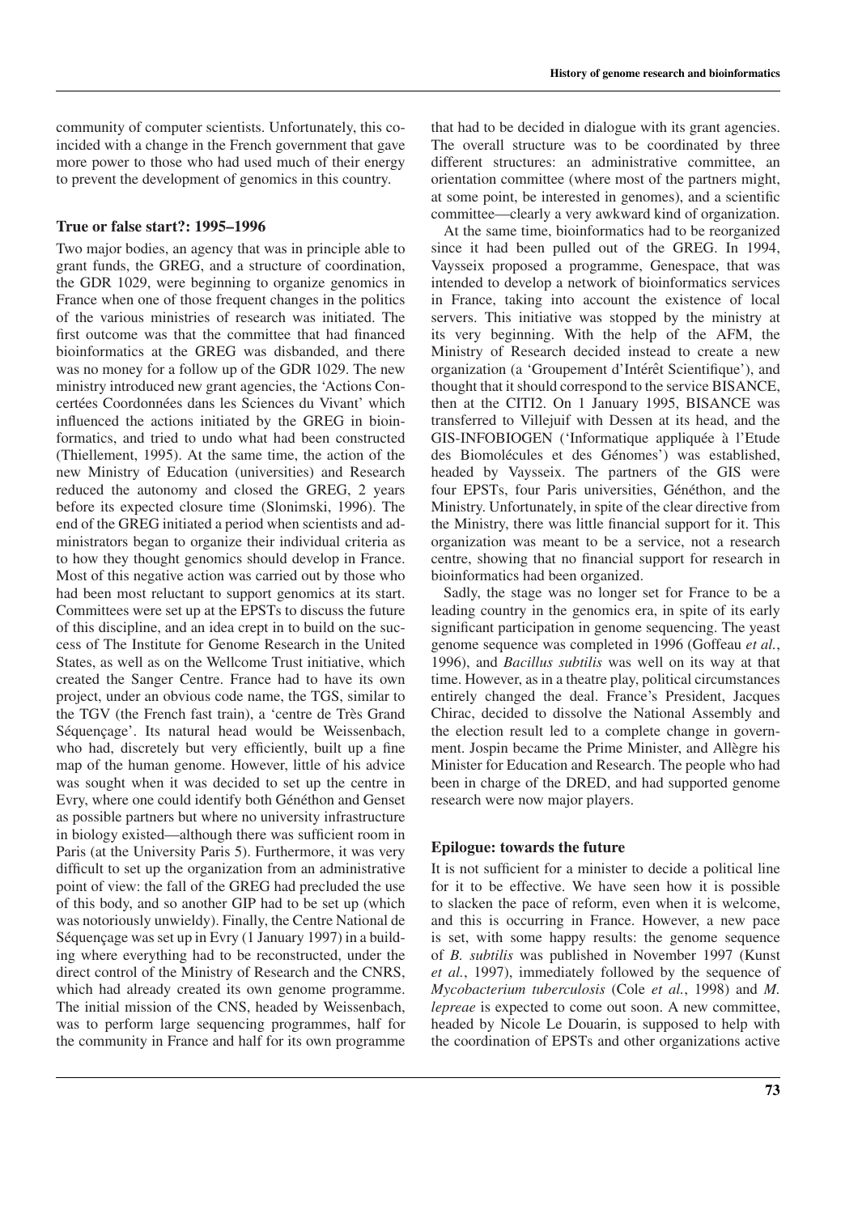community of computer scientists. Unfortunately, this coincided with a change in the French government that gave more power to those who had used much of their energy to prevent the development of genomics in this country.

### True or false start?: 1995–1996

Two major bodies, an agency that was in principle able to grant funds, the GREG, and a structure of coordination, the GDR 1029, were beginning to organize genomics in France when one of those frequent changes in the politics of the various ministries of research was initiated. The first outcome was that the committee that had financed bioinformatics at the GREG was disbanded, and there was no money for a follow up of the GDR 1029. The new ministry introduced new grant agencies, the 'Actions Concertées Coordonnées dans les Sciences du Vivant' which influenced the actions initiated by the GREG in bioinformatics, and tried to undo what had been constructed (Thiellement, 1995). At the same time, the action of the new Ministry of Education (universities) and Research reduced the autonomy and closed the GREG, 2 years before its expected closure time (Slonimski, 1996). The end of the GREG initiated a period when scientists and administrators began to organize their individual criteria as to how they thought genomics should develop in France. Most of this negative action was carried out by those who had been most reluctant to support genomics at its start. Committees were set up at the EPSTs to discuss the future of this discipline, and an idea crept in to build on the success of The Institute for Genome Research in the United States, as well as on the Wellcome Trust initiative, which created the Sanger Centre. France had to have its own project, under an obvious code name, the TGS, similar to the TGV (the French fast train), a 'centre de Très Grand Séquençage'. Its natural head would be Weissenbach, who had, discretely but very efficiently, built up a fine map of the human genome. However, little of his advice was sought when it was decided to set up the centre in Evry, where one could identify both Généthon and Genset as possible partners but where no university infrastructure in biology existed—although there was sufficient room in Paris (at the University Paris 5). Furthermore, it was very difficult to set up the organization from an administrative point of view: the fall of the GREG had precluded the use of this body, and so another GIP had to be set up (which was notoriously unwieldy). Finally, the Centre National de Séquençage was set up in Evry (1 January 1997) in a building where everything had to be reconstructed, under the direct control of the Ministry of Research and the CNRS, which had already created its own genome programme. The initial mission of the CNS, headed by Weissenbach, was to perform large sequencing programmes, half for the community in France and half for its own programme that had to be decided in dialogue with its grant agencies. The overall structure was to be coordinated by three different structures: an administrative committee, an orientation committee (where most of the partners might, at some point, be interested in genomes), and a scientific committee—clearly a very awkward kind of organization.

At the same time, bioinformatics had to be reorganized since it had been pulled out of the GREG. In 1994, Vaysseix proposed a programme, Genespace, that was intended to develop a network of bioinformatics services in France, taking into account the existence of local servers. This initiative was stopped by the ministry at its very beginning. With the help of the AFM, the Ministry of Research decided instead to create a new organization (a 'Groupement d'Intérêt Scientifique'), and thought that it should correspond to the service BISANCE, then at the CITI2. On 1 January 1995, BISANCE was transferred to Villejuif with Dessen at its head, and the GIS-INFOBIOGEN ('Informatique appliquée à l'Etude des Biomolécules et des Génomes') was established, headed by Vaysseix. The partners of the GIS were four EPSTs, four Paris universities, Généthon, and the Ministry. Unfortunately, in spite of the clear directive from the Ministry, there was little financial support for it. This organization was meant to be a service, not a research centre, showing that no financial support for research in bioinformatics had been organized.

Sadly, the stage was no longer set for France to be a leading country in the genomics era, in spite of its early significant participation in genome sequencing. The yeast genome sequence was completed in 1996 (Goffeau *et al.*, 1996), and *Bacillus subtilis* was well on its way at that time. However, as in a theatre play, political circumstances entirely changed the deal. France's President, Jacques Chirac, decided to dissolve the National Assembly and the election result led to a complete change in government. Jospin became the Prime Minister, and Allègre his Minister for Education and Research. The people who had been in charge of the DRED, and had supported genome research were now major players.

### Epilogue: towards the future

It is not sufficient for a minister to decide a political line for it to be effective. We have seen how it is possible to slacken the pace of reform, even when it is welcome, and this is occurring in France. However, a new pace is set, with some happy results: the genome sequence of *B. subtilis* was published in November 1997 (Kunst *et al.*, 1997), immediately followed by the sequence of *Mycobacterium tuberculosis* (Cole *et al.*, 1998) and *M. lepreae* is expected to come out soon. A new committee, headed by Nicole Le Douarin, is supposed to help with the coordination of EPSTs and other organizations active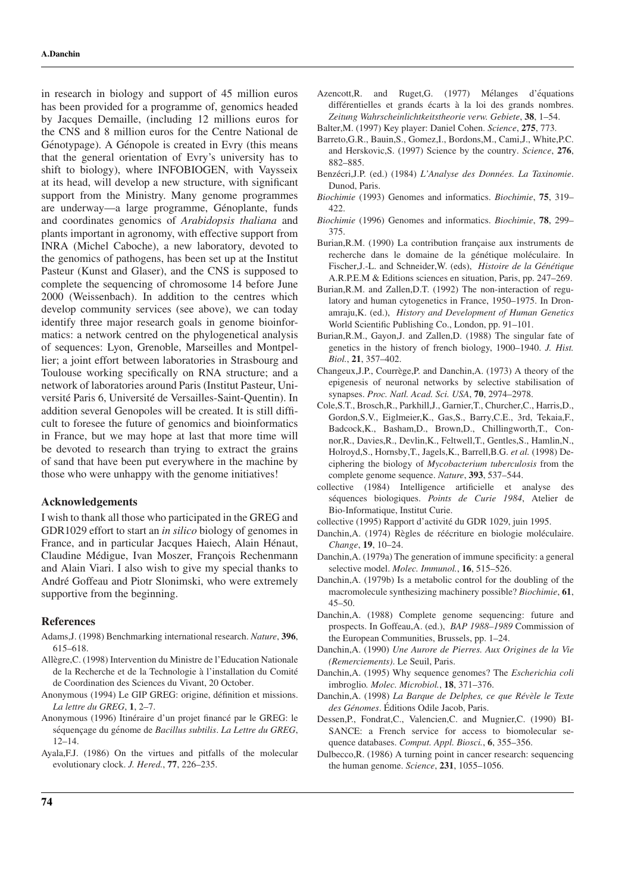in research in biology and support of 45 million euros has been provided for a programme of, genomics headed by Jacques Demaille, (including 12 millions euros for the CNS and 8 million euros for the Centre National de Génotypage). A Génopole is created in Evry (this means that the general orientation of Evry's university has to shift to biology), where INFOBIOGEN, with Vaysseix at its head, will develop a new structure, with significant support from the Ministry. Many genome programmes are underway—a large programme, Génoplante, funds and coordinates genomics of *Arabidopsis thaliana* and plants important in agronomy, with effective support from INRA (Michel Caboche), a new laboratory, devoted to the genomics of pathogens, has been set up at the Institut Pasteur (Kunst and Glaser), and the CNS is supposed to complete the sequencing of chromosome 14 before June 2000 (Weissenbach). In addition to the centres which develop community services (see above), we can today identify three major research goals in genome bioinformatics: a network centred on the phylogenetical analysis of sequences: Lyon, Grenoble, Marseilles and Montpellier; a joint effort between laboratories in Strasbourg and Toulouse working specifically on RNA structure; and a network of laboratories around Paris (Institut Pasteur, Université Paris 6, Université de Versailles-Saint-Quentin). In addition several Genopoles will be created. It is still difficult to foresee the future of genomics and bioinformatics in France, but we may hope at last that more time will be devoted to research than trying to extract the grains of sand that have been put everywhere in the machine by those who were unhappy with the genome initiatives!

## Acknowledgements

I wish to thank all those who participated in the GREG and GDR1029 effort to start an *in silico* biology of genomes in France, and in particular Jacques Haiech, Alain Hénaut, Claudine Médigue, Ivan Moszer, François Rechenmann and Alain Viari. I also wish to give my special thanks to André Goffeau and Piotr Slonimski, who were extremely supportive from the beginning.

## References

Adams,J. (1998) Benchmarking international research. *Nature*, **396**, 615–618.

Allègre,C. (1998) Intervention du Ministre de l'Education Nationale de la Recherche et de la Technologie à l'installation du Comité de Coordination des Sciences du Vivant, 20 October.

Anonymous (1994) Le GIP GREG: origine, définition et missions. *La lettre du GREG*, **1**, 2–7.

Anonymous (1996) Itinéraire d'un projet financé par le GREG: le séquençage du génome de *Bacillus subtilis*. *La Lettre du GREG*, 12–14.

Ayala,F.J. (1986) On the virtues and pitfalls of the molecular evolutionary clock. *J. Hered.*, **77**, 226–235.

Azencott,R. and Ruget,G. (1977) Mélanges d'équations différentielles et grands écarts à la loi des grands nombres. *Zeitung Wahrscheinlichtkeitstheorie verw. Gebiete*, **38**, 1–54.

Balter,M. (1997) Key player: Daniel Cohen. *Science*, **275**, 773.

Barreto,G.R., Bauin,S., Gomez,I., Bordons,M., Cami,J., White,P.C. and Herskovic,S. (1997) Science by the country. *Science*, **276**, 882–885.

Benzécri,J.P. (ed.) (1984) *L'Analyse des Données. La Taxinomie*. Dunod, Paris.

*Biochimie* (1993) Genomes and informatics. *Biochimie*, **75**, 319–422.

*Biochimie* (1996) Genomes and informatics. *Biochimie*, **78**, 299–375.

Burian,R.M. (1990) La contribution française aux instruments de recherche dans le domaine de la génétique moléculaire. In Fischer,J.-L. and Schneider,W. (eds), *Histoire de la Génétique* A.R.P.E.M & Editions sciences en situation, Paris, pp. 247–269.

Burian,R.M. and Zallen,D.T. (1992) The non-interaction of regulatory and human cytogenetics in France, 1950–1975. In Dronamraju,K. (ed.), *History and Development of Human Genetics* World Scientific Publishing Co., London, pp. 91–101.

Burian,R.M., Gayon,J. and Zallen,D. (1988) The singular fate of genetics in the history of french biology, 1900–1940. *J. Hist. Biol.*, **21**, 357–402.

Changeux,J.P., Courrège,P. and Danchin,A. (1973) A theory of the epigenesis of neuronal networks by selective stabilisation of synapses. *Proc. Natl. Acad. Sci. USA*, **70**, 2974–2978.

Cole,S.T., Brosch,R., Parkhill,J., Garnier,T., Churcher,C., Harris,D., Gordon,S.V., Eiglmeier,K., Gas,S., Barry,C.E., 3rd, Tekaia,F., Badcock,K., Basham,D., Brown,D., Chillingworth,T., Connor,R., Davies,R., Devlin,K., Feltwell,T., Gentles,S., Hamlin,N., Holroyd,S., Hornsby,T., Jagels,K., Barrell,B.G. *et al.* (1998) Deciphering the biology of *Mycobacterium tuberculosis* from the complete genome sequence. *Nature*, **393**, 537–544.

collective (1984) Intelligence artificielle et analyse des séquences biologiques. *Points de Curie 1984*, Atelier de Bio-Informatique, Institut Curie.

collective (1995) Rapport d'activité du GDR 1029, juin 1995.

Danchin,A. (1974) Règles de réécriture en biologie moléculaire. *Change*, **19**, 10–24.

Danchin,A. (1979a) The generation of immune specificity: a general selective model. *Molec. Immunol.*, **16**, 515–526.

Danchin,A. (1979b) Is a metabolic control for the doubling of the macromolecule synthesizing machinery possible? *Biochimie*, **61**, 45–50.

Danchin,A. (1988) Complete genome sequencing: future and prospects. In Goffeau,A. (ed.), *BAP 1988–1989* Commission of the European Communities, Brussels, pp. 1–24.

Danchin,A. (1990) *Une Aurore de Pierres. Aux Origines de la Vie (Remerciements)*. Le Seuil, Paris.

Danchin,A. (1995) Why sequence genomes? The *Escherichia coli* imbroglio*. Molec. Microbiol.*, **18**, 371–376.

Danchin,A. (1998) *La Barque de Delphes, ce que Révèle le Texte des Génomes*. Éditions Odile Jacob, Paris.

Dessen,P., Fondrat,C., Valencien,C. and Mugnier,C. (1990) BISANCE: a French service for access to biomolecular sequence databases. *Comput. Appl. Biosci.*, **6**, 355–356.

Dulbecco,R. (1986) A turning point in cancer research: sequencing the human genome. *Science*, **231**, 1055–1056.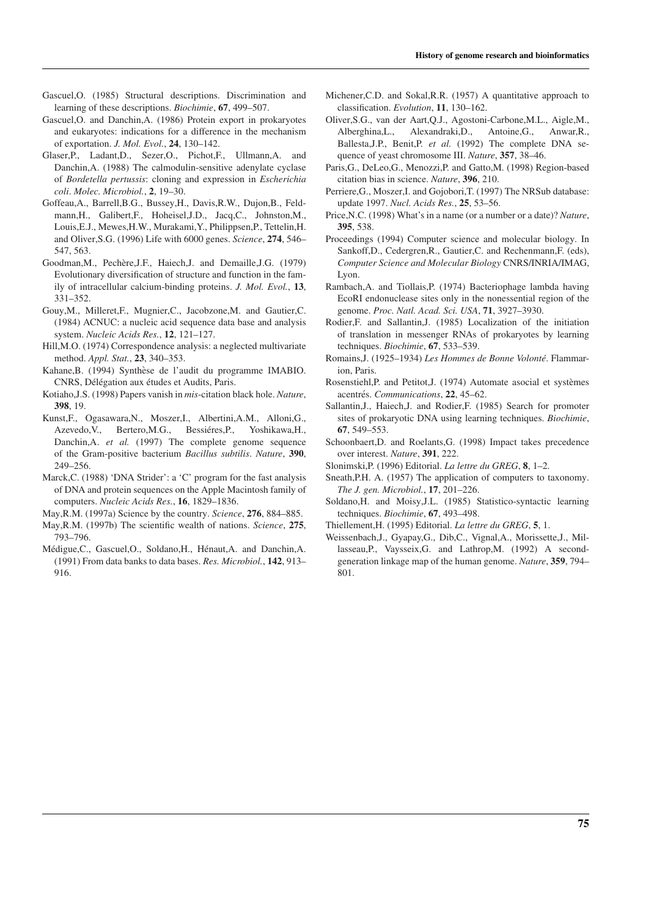Gascuel,O. (1985) Structural descriptions. Discrimination and learning of these descriptions. *Biochimie*, **67**, 499–507.

Gascuel,O. and Danchin,A. (1986) Protein export in prokaryotes and eukaryotes: indications for a difference in the mechanism of exportation. *J. Mol. Evol.*, **24**, 130–142.

Glaser,P., Ladant,D., Sezer,O., Pichot,F., Ullmann,A. and Danchin,A. (1988) The calmodulin-sensitive adenylate cyclase of *Bordetella pertussis*: cloning and expression in *Escherichia coli*. *Molec. Microbiol.*, **2**, 19–30.

Goffeau,A., Barrell,B.G., Bussey,H., Davis,R.W., Dujon,B., Feldmann,H., Galibert,F., Hoheisel,J.D., Jacq,C., Johnston,M., Louis,E.J., Mewes,H.W., Murakami,Y., Philippsen,P., Tettelin,H. and Oliver,S.G. (1996) Life with 6000 genes. *Science*, **274**, 546–547, 563.

Goodman,M., Pechère,J.F., Haiech,J. and Demaille,J.G. (1979) Evolutionary diversification of structure and function in the family of intracellular calcium-binding proteins. *J. Mol. Evol.*, **13**, 331–352.

Gouy,M., Milleret,F., Mugnier,C., Jacobzone,M. and Gautier,C. (1984) ACNUC: a nucleic acid sequence data base and analysis system. *Nucleic Acids Res.*, **12**, 121–127.

Hill,M.O. (1974) Correspondence analysis: a neglected multivariate method. *Appl. Stat.*, **23**, 340–353.

Kahane,B. (1994) Synthèse de l'audit du programme IMABIO. CNRS, Délégation aux études et Audits, Paris.

Kotiaho,J.S. (1998) Papers vanish in *mis*-citation black hole. *Nature*, **398**, 19.

Kunst,F., Ogasawara,N., Moszer,I., Albertini,A.M., Alloni,G., Azevedo,V., Bertero,M.G., Bessiéres,P., Yoshikawa,H., Danchin,A. *et al.* (1997) The complete genome sequence of the Gram-positive bacterium *Bacillus subtilis*. *Nature*, **390**, 249–256.

Marck,C. (1988) 'DNA Strider': a 'C' program for the fast analysis of DNA and protein sequences on the Apple Macintosh family of computers. *Nucleic Acids Res.*, **16**, 1829–1836.

May,R.M. (1997a) Science by the country. *Science*, **276**, 884–885.

May,R.M. (1997b) The scientific wealth of nations. *Science*, **275**, 793–796.

Médigue,C., Gascuel,O., Soldano,H., Hénaut,A. and Danchin,A. (1991) From data banks to data bases. *Res. Microbiol.*, **142**, 913–916.

Michener,C.D. and Sokal,R.R. (1957) A quantitative approach to classification. *Evolution*, **11**, 130–162.

Oliver,S.G., van der Aart,Q.J., Agostoni-Carbone,M.L., Aigle,M., Alberghina,L., Alexandraki,D., Antoine,G., Anwar,R., Ballesta,J.P., Benit,P. *et al.* (1992) The complete DNA sequence of yeast chromosome III. *Nature*, **357**, 38–46.

Paris,G., DeLeo,G., Menozzi,P. and Gatto,M. (1998) Region-based citation bias in science. *Nature*, **396**, 210.

Perriere,G., Moszer,I. and Gojobori,T. (1997) The NRSub database: update 1997. *Nucl. Acids Res.*, **25**, 53–56.

Price,N.C. (1998) What's in a name (or a number or a date)? *Nature*, **395**, 538.

Proceedings (1994) Computer science and molecular biology. In Sankoff,D., Cedergren,R., Gautier,C. and Rechenmann,F. (eds), *Computer Science and Molecular Biology* CNRS/INRIA/IMAG, Lyon.

Rambach,A. and Tiollais,P. (1974) Bacteriophage lambda having EcoRI endonuclease sites only in the nonessential region of the genome. *Proc. Natl. Acad. Sci. USA*, **71**, 3927–3930.

Rodier,F. and Sallantin,J. (1985) Localization of the initiation of translation in messenger RNAs of prokaryotes by learning techniques. *Biochimie*, **67**, 533–539.

Romains,J. (1925–1934) *Les Hommes de Bonne Volonté*. Flammarion, Paris.

Rosenstiehl,P. and Petitot,J. (1974) Automate asocial et systèmes acentrés. *Communications*, **22**, 45–62.

Sallantin,J., Haiech,J. and Rodier,F. (1985) Search for promoter sites of prokaryotic DNA using learning techniques. *Biochimie*, **67**, 549–553.

Schoonbaert,D. and Roelants,G. (1998) Impact takes precedence over interest. *Nature*, **391**, 222.

Slonimski,P. (1996) Editorial. *La lettre du GREG*, **8**, 1–2.

Sneath,P.H. A. (1957) The application of computers to taxonomy. *The J. gen. Microbiol.*, **17**, 201–226.

Soldano,H. and Moisy,J.L. (1985) Statistico-syntactic learning techniques. *Biochimie*, **67**, 493–498.

Thiellement,H. (1995) Editorial. *La lettre du GREG*, **5**, 1.

Weissenbach,J., Gyapay,G., Dib,C., Vignal,A., Morissette,J., Millasseau,P., Vaysseix,G. and Lathrop,M. (1992) A second-generation linkage map of the human genome. *Nature*, **359**, 794–801.